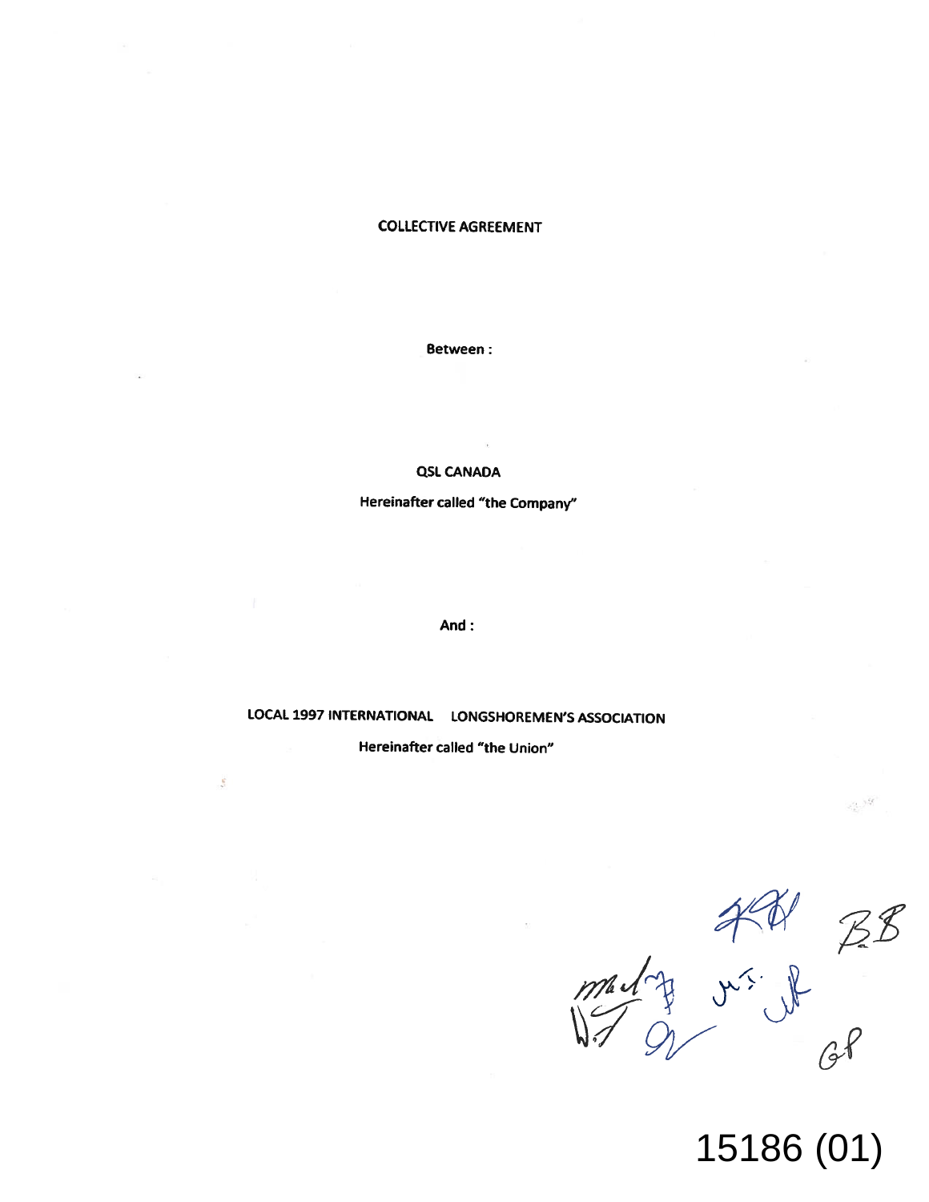# COLLECTIVE AGREEMENT

**Between :**

**QSL CANADA**

**Hereinafter called "the Company"**

**And :**

**LOCAL 1997 INTERNATIONAL LONGSHOREMEN'S ASSOCIATION**

**Hereinafter called "the Union"**

15186 (01)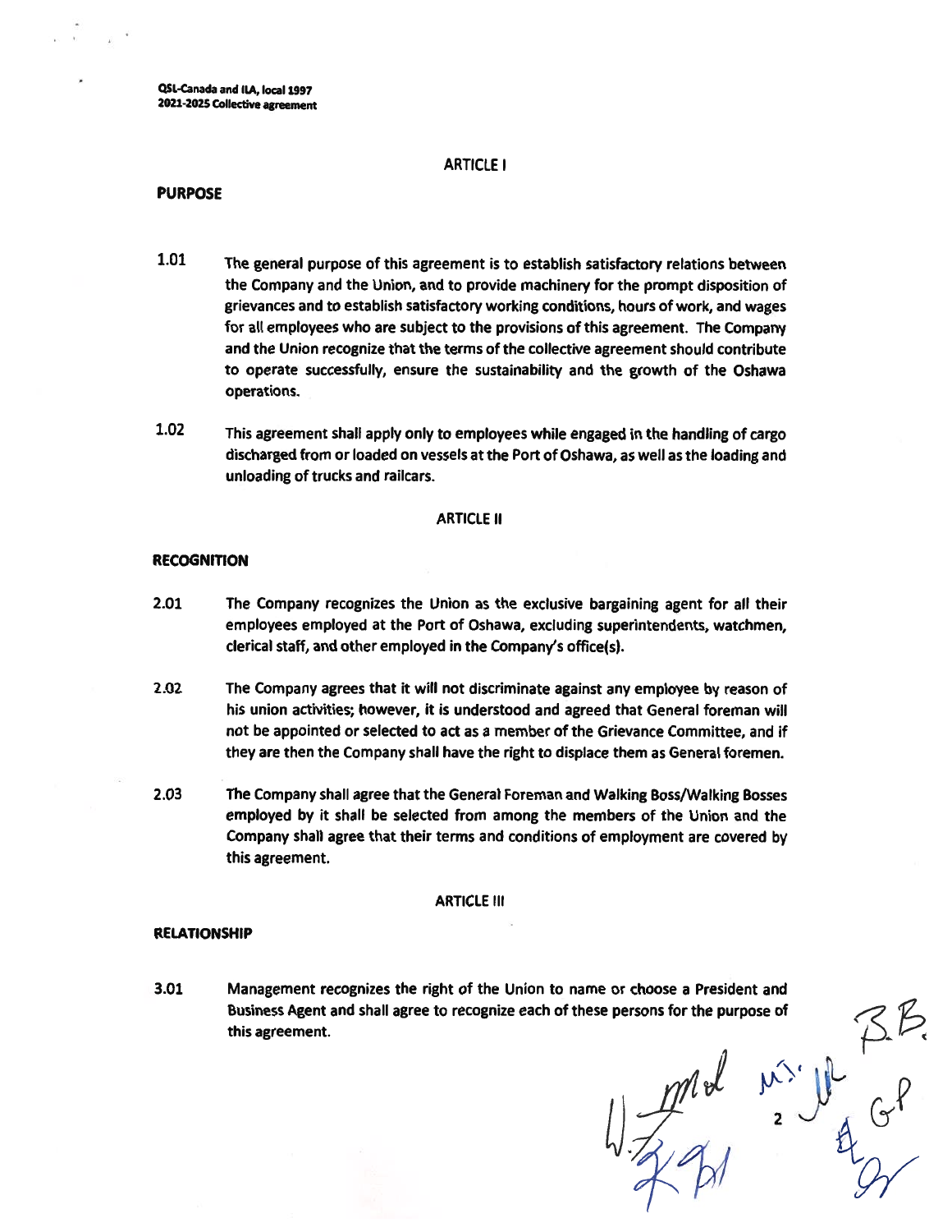## ARTICLE I

### PURPOSE

1.01 The general purpose of this agreement is to establish satisfactory relations between the Company and the Union, and to provide machinery for the prompt disposition of grievances and to establish satisfactory working conditions, hours of work, and wages for all employees who are subject to the provisions of this agreement. The Company and the Union recognize that the terms of the collective agreement should contribute to operate successfully, ensure the sustainability and the growth of the Oshawa operations.

1.02 This agreement shall apply only to employees while engaged in the handling of cargo discharged from or loaded on vessels at the Port of Oshawa, as well as the loading and unloading of trucks and railcars.

## ARTICLE II

### RECOGNITION

2.01 The Company recognizes the Union as the exclusive bargaining agent for all their employees employed at the Port of Oshawa, excluding superintendents, watchmen, clerical staff, and other employed in the Company's office(s).

2.02 The Company agrees that it will not discriminate against any employee by reason of his union activities; however, it is understood and agreed that General foreman will not be appointed or selected to act as a member of the Grievance Committee, and if they are then the Company shall have the right to displace them as General foremen.

2.03 The Company shall agree that the General Foreman and Walking Boss/Walking Bosses employed by it shall be selected from among the members of the Union and the Company shall agree that their terms and conditions of employment are covered by this agreement.

## ARTICLE III

### RELATIONSHIP

3.01 Management recognizes the right of the Union to name or choose a President and Business Agent and shall agree to recognize each of these persons for the purpose of this agreement.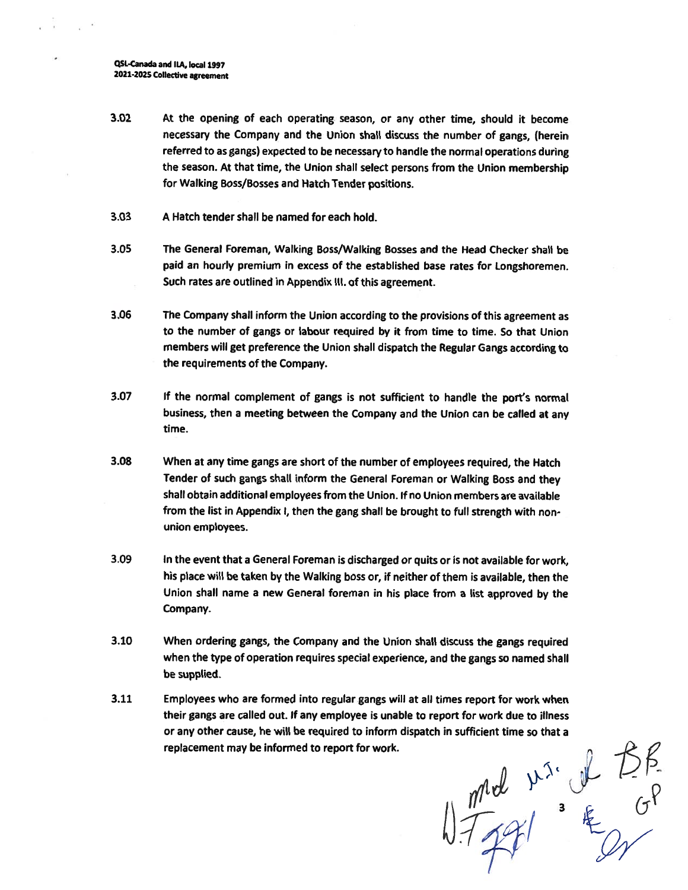**3.02** At the opening of each operating season, or any other time, should it become necessary the Company and the Union shall discuss the number of gangs, (herein referred to as gangs) expected to be necessary to handle the normal operations during the season. At that time, the Union shall select persons from the Union membership for Walking Boss/Bosses and Hatch Tender positions.

**3.03** A Hatch tender shall be named for each hold.

**3.05** The General Foreman, Walking Boss/Walking Bosses and the Head Checker shall be paid an hourly premium in excess of the established base rates for Longshoremen. Such rates are outlined in Appendix III. of this agreement.

**3.06** The Company shall inform the Union according to the provisions of this agreement as to the number of gangs or labour required by it from time to time. So that Union members will get preference the Union shall dispatch the Regular Gangs according to the requirements of the Company.

**3.07** If the normal complement of gangs is not sufficient to handle the port's normal business, then a meeting between the Company and the Union can be called at any time.

**3.08** When at any time gangs are short of the number of employees required, the Hatch Tender of such gangs shall inform the General Foreman or Walking Boss and they shall obtain additional employees from the Union. If no Union members are available from the list in Appendix I, then the gang shall be brought to full strength with non-union employees.

**3.09** In the event that a General Foreman is discharged or quits or is not available for work, his place will be taken by the Walking boss or, if neither of them is available, then the Union shall name a new General foreman in his place from a list approved by the Company.

**3.10** When ordering gangs, the Company and the Union shall discuss the gangs required when the type of operation requires special experience, and the gangs so named shall be supplied.

**3.11** Employees who are formed into regular gangs will at all times report for work when their gangs are called out. If any employee is unable to report for work due to illness or any other cause, he will be required to inform dispatch in sufficient time so that a replacement may be informed to report for work.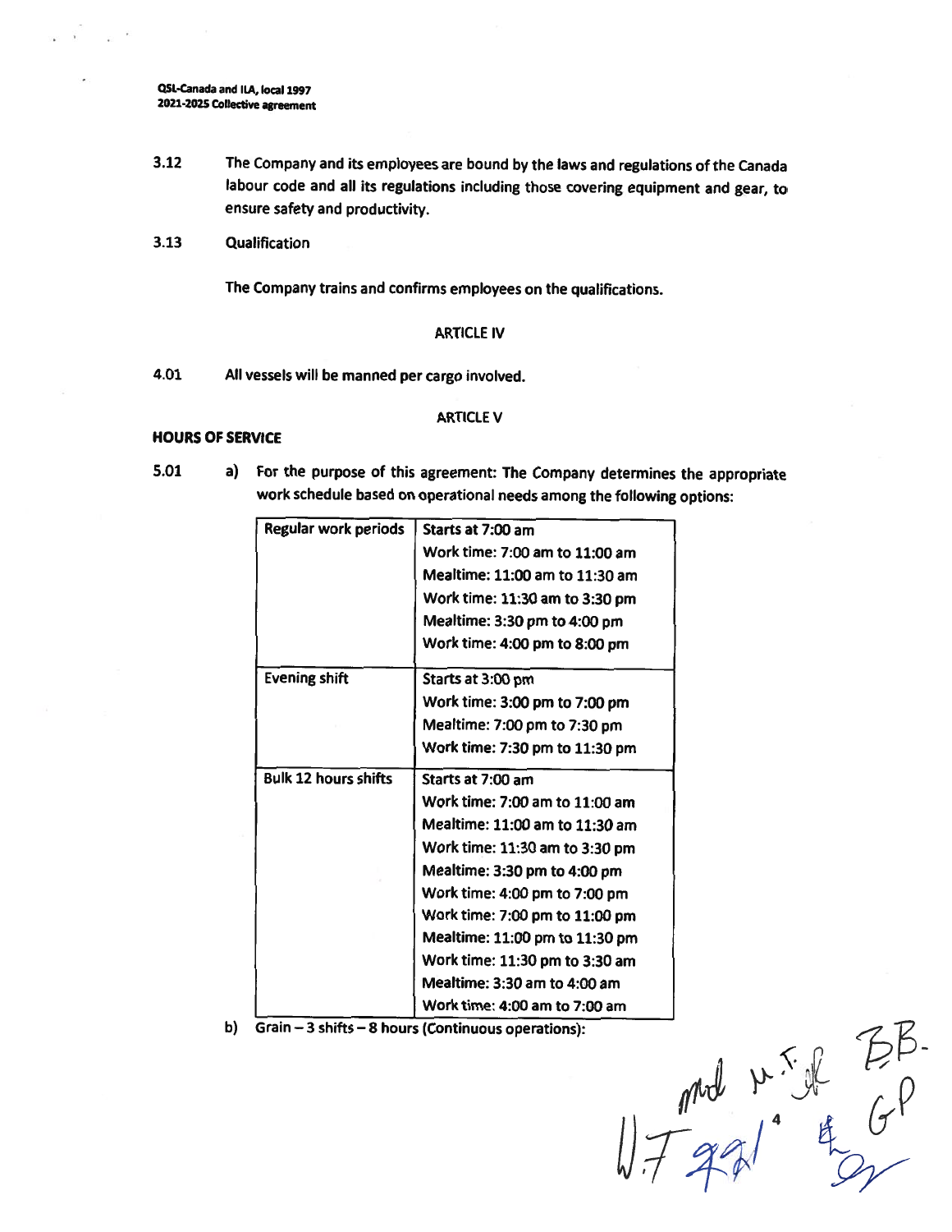3.12 The Company and its employees are bound by the laws and regulations of the Canada labour code and all its regulations including those covering equipment and gear, to ensure safety and productivity.

3.13 Qualification

The Company trains and confirms employees on the qualifications.

## ARTICLE IV

4.01 All vessels will be manned per cargo involved.

## ARTICLE V

### HOURS OF SERVICE

5.01 a) For the purpose of this agreement: The Company determines the appropriate work schedule based on operational needs among the following options:

| Regular work periods | Starts at 7:00 am<br>Work time: 7:00 am to 11:00 am<br>Mealtime: 11:00 am to 11:30 am<br>Work time: 11:30 am to 3:30 pm<br>Mealtime: 3:30 pm to 4:00 pm<br>Work time: 4:00 pm to 8:00 pm |
|---|---|
| Evening shift | Starts at 3:00 pm<br>Work time: 3:00 pm to 7:00 pm<br>Mealtime: 7:00 pm to 7:30 pm<br>Work time: 7:30 pm to 11:30 pm |
| Bulk 12 hours shifts | Starts at 7:00 am<br>Work time: 7:00 am to 11:00 am<br>Mealtime: 11:00 am to 11:30 am<br>Work time: 11:30 am to 3:30 pm<br>Mealtime: 3:30 pm to 4:00 pm<br>Work time: 4:00 pm to 7:00 pm<br>Work time: 7:00 pm to 11:00 pm<br>Mealtime: 11:00 pm to 11:30 pm<br>Work time: 11:30 pm to 3:30 am<br>Mealtime: 3:30 am to 4:00 am<br>Work time: 4:00 am to 7:00 am |

b) Grain – 3 shifts – 8 hours (Continuous operations):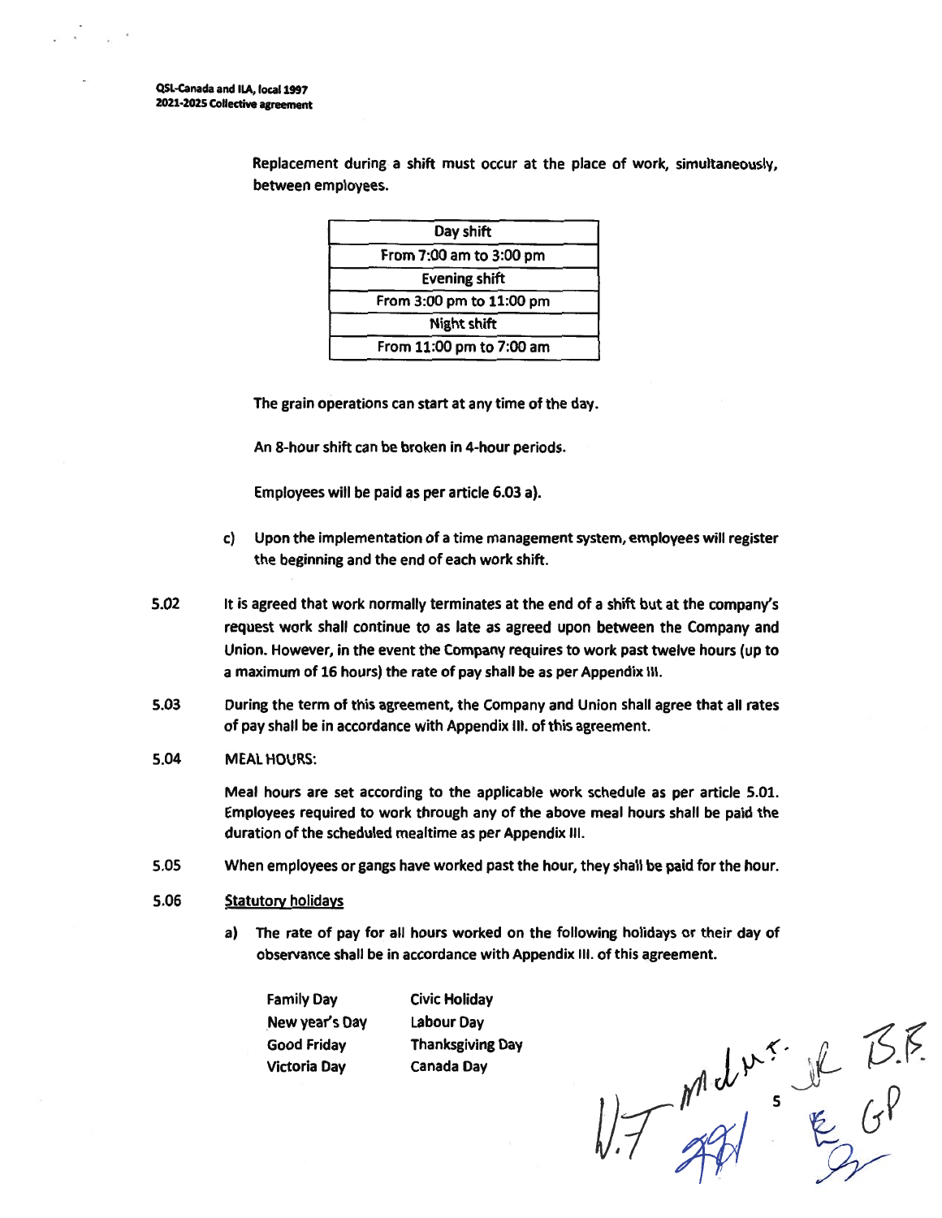Replacement during a shift must occur at the place of work, simultaneously, between employees.

| Day shift |
| --- |
| From 7:00 am to 3:00 pm |
| **Evening shift** |
| From 3:00 pm to 11:00 pm |
| **Night shift** |
| From 11:00 pm to 7:00 am |

The grain operations can start at any time of the day.

An 8-hour shift can be broken in 4-hour periods.

Employees will be paid as per article 6.03 a).

c) Upon the implementation of a time management system, employees will register the beginning and the end of each work shift.

**5.02** It is agreed that work normally terminates at the end of a shift but at the company's request work shall continue to as late as agreed upon between the Company and Union. However, in the event the Company requires to work past twelve hours (up to a maximum of 16 hours) the rate of pay shall be as per Appendix III.

**5.03** During the term of this agreement, the Company and Union shall agree that all rates of pay shall be in accordance with Appendix III. of this agreement.

**5.04** MEAL HOURS:

Meal hours are set according to the applicable work schedule as per article 5.01. Employees required to work through any of the above meal hours shall be paid the duration of the scheduled mealtime as per Appendix III.

**5.05** When employees or gangs have worked past the hour, they shall be paid for the hour.

**5.06** <u>Statutory holidays</u>

a) The rate of pay for all hours worked on the following holidays or their day of observance shall be in accordance with Appendix III. of this agreement.

| | |
| --- | --- |
| Family Day | Civic Holiday |
| New year's Day | Labour Day |
| Good Friday | Thanksgiving Day |
| Victoria Day | Canada Day |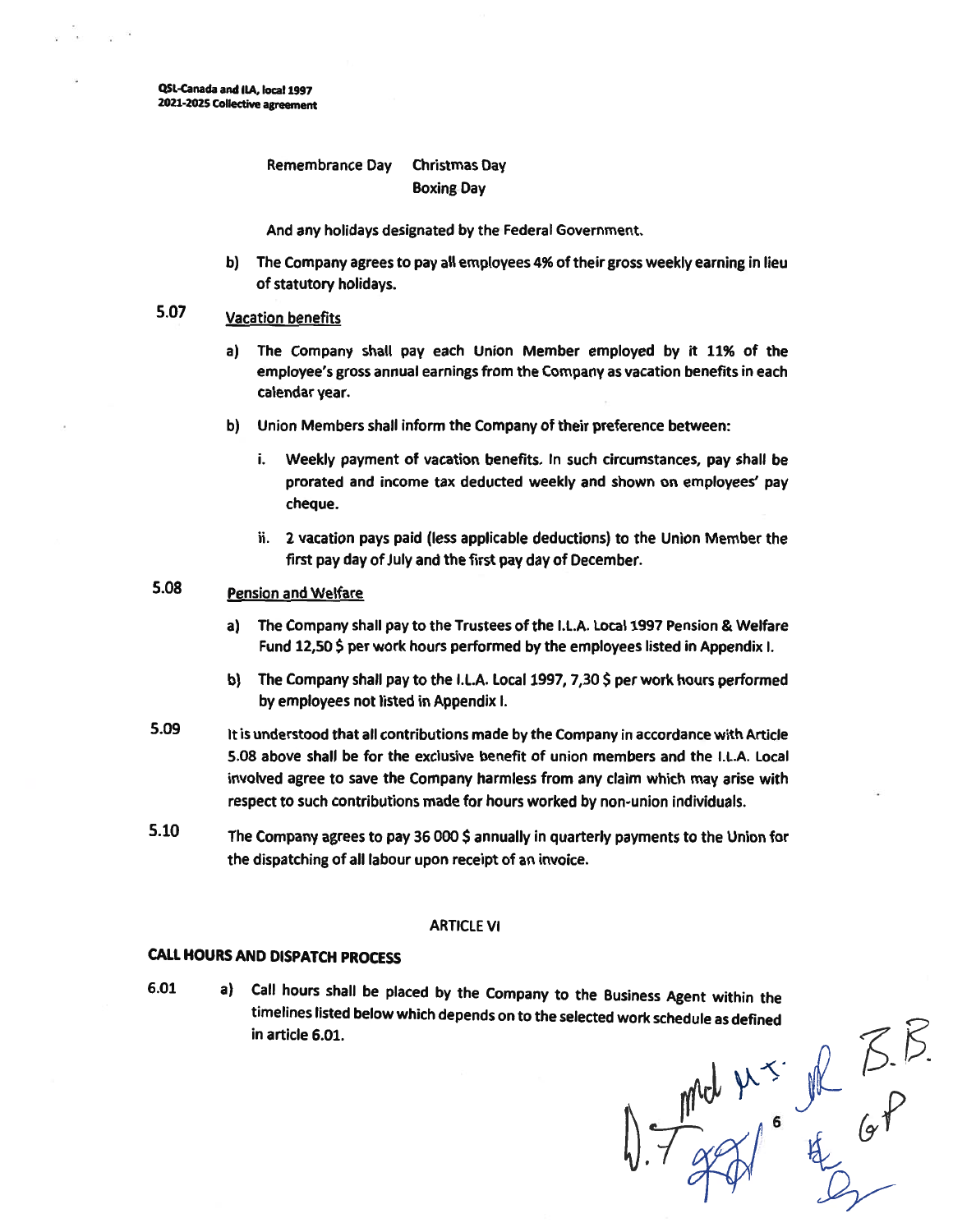Remembrance Day Christmas Day
Boxing Day

And any holidays designated by the Federal Government.

b) The Company agrees to pay all employees 4% of their gross weekly earning in lieu of statutory holidays.

5.07 Vacation benefits

a) The Company shall pay each Union Member employed by it 11% of the employee's gross annual earnings from the Company as vacation benefits in each calendar year.

b) Union Members shall inform the Company of their preference between:

i. Weekly payment of vacation benefits. In such circumstances, pay shall be prorated and income tax deducted weekly and shown on employees' pay cheque.

ii. 2 vacation pays paid (less applicable deductions) to the Union Member the first pay day of July and the first pay day of December.

5.08 Pension and Welfare

a) The Company shall pay to the Trustees of the I.L.A. Local 1997 Pension & Welfare Fund 12,50 $ per work hours performed by the employees listed in Appendix I.

b) The Company shall pay to the I.L.A. Local 1997, 7,30 $ per work hours performed by employees not listed in Appendix I.

5.09 It is understood that all contributions made by the Company in accordance with Article 5.08 above shall be for the exclusive benefit of union members and the I.L.A. Local involved agree to save the Company harmless from any claim which may arise with respect to such contributions made for hours worked by non-union individuals.

5.10 The Company agrees to pay 36 000 $ annually in quarterly payments to the Union for the dispatching of all labour upon receipt of an invoice.

## ARTICLE VI

## CALL HOURS AND DISPATCH PROCESS

6.01 a) Call hours shall be placed by the Company to the Business Agent within the timelines listed below which depends on to the selected work schedule as defined in article 6.01.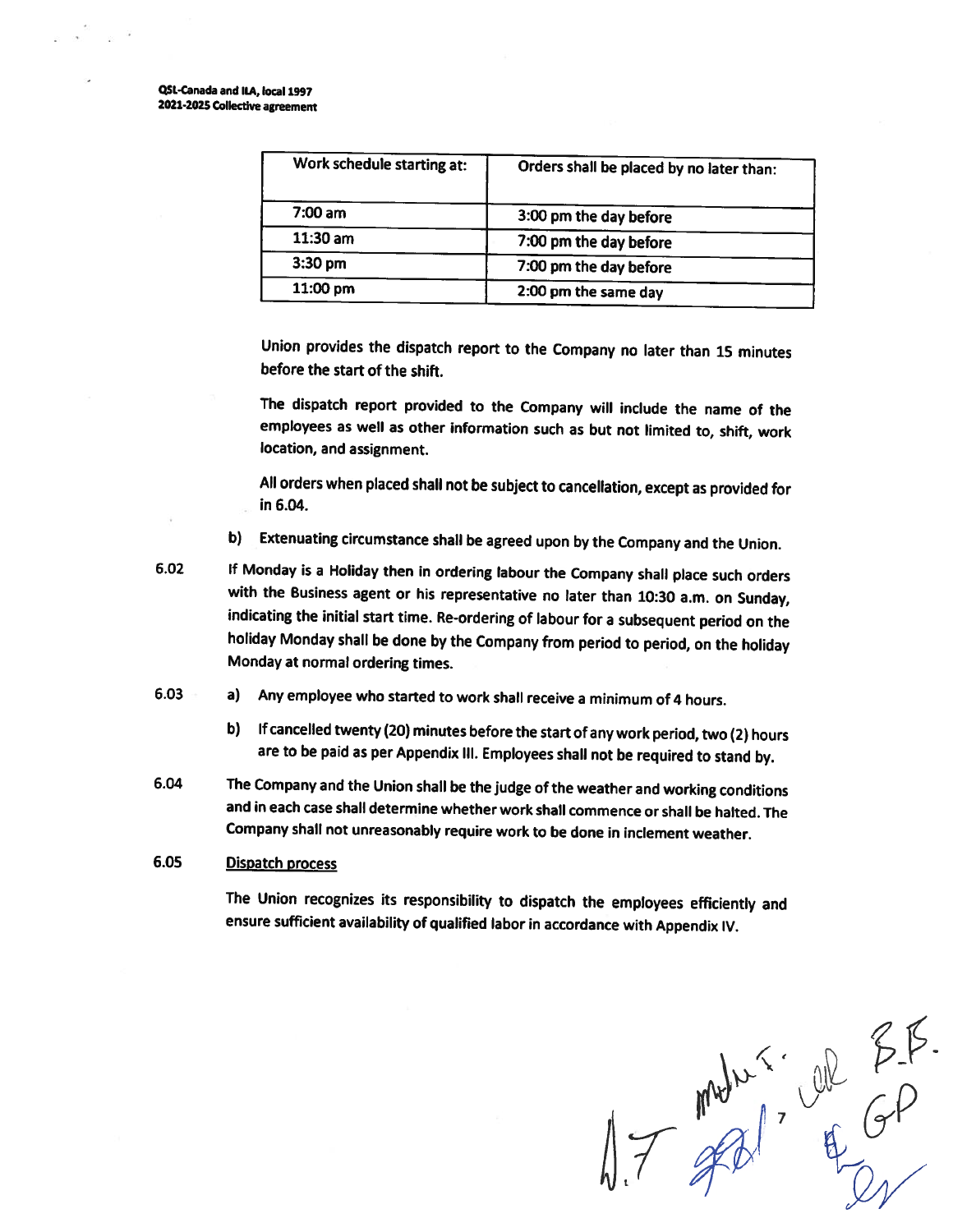| Work schedule starting at: | Orders shall be placed by no later than: |
|---|---|
| 7:00 am | 3:00 pm the day before |
| 11:30 am | 7:00 pm the day before |
| 3:30 pm | 7:00 pm the day before |
| 11:00 pm | 2:00 pm the same day |

Union provides the dispatch report to the Company no later than 15 minutes before the start of the shift.

The dispatch report provided to the Company will include the name of the employees as well as other information such as but not limited to, shift, work location, and assignment.

All orders when placed shall not be subject to cancellation, except as provided for in 6.04.

b) Extenuating circumstance shall be agreed upon by the Company and the Union.

6.02 If Monday is a Holiday then in ordering labour the Company shall place such orders with the Business agent or his representative no later than 10:30 a.m. on Sunday, indicating the initial start time. Re-ordering of labour for a subsequent period on the holiday Monday shall be done by the Company from period to period, on the holiday Monday at normal ordering times.

6.03 a) Any employee who started to work shall receive a minimum of 4 hours.

b) If cancelled twenty (20) minutes before the start of any work period, two (2) hours are to be paid as per Appendix III. Employees shall not be required to stand by.

6.04 The Company and the Union shall be the judge of the weather and working conditions and in each case shall determine whether work shall commence or shall be halted. The Company shall not unreasonably require work to be done in inclement weather.

6.05 <u>Dispatch process</u>

The Union recognizes its responsibility to dispatch the employees efficiently and ensure sufficient availability of qualified labor in accordance with Appendix IV.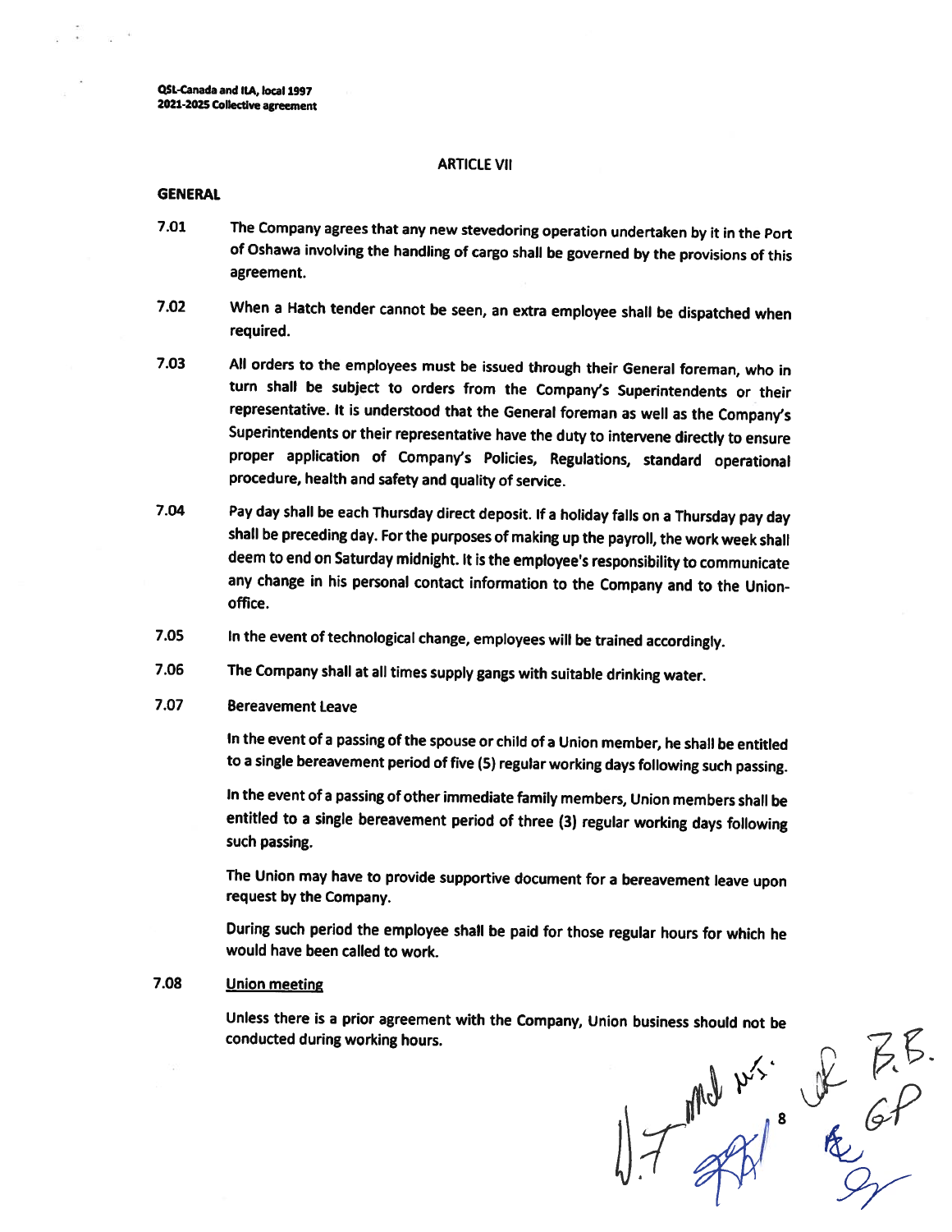## ARTICLE VII

### GENERAL

7.01 The Company agrees that any new stevedoring operation undertaken by it in the Port of Oshawa involving the handling of cargo shall be governed by the provisions of this agreement.

7.02 When a Hatch tender cannot be seen, an extra employee shall be dispatched when required.

7.03 All orders to the employees must be issued through their General foreman, who in turn shall be subject to orders from the Company's Superintendents or their representative. It is understood that the General foreman as well as the Company's Superintendents or their representative have the duty to intervene directly to ensure proper application of Company's Policies, Regulations, standard operational procedure, health and safety and quality of service.

7.04 Pay day shall be each Thursday direct deposit. If a holiday falls on a Thursday pay day shall be preceding day. For the purposes of making up the payroll, the work week shall deem to end on Saturday midnight. It is the employee's responsibility to communicate any change in his personal contact information to the Company and to the Union-office.

7.05 In the event of technological change, employees will be trained accordingly.

7.06 The Company shall at all times supply gangs with suitable drinking water.

7.07 Bereavement Leave

In the event of a passing of the spouse or child of a Union member, he shall be entitled to a single bereavement period of five (5) regular working days following such passing.

In the event of a passing of other immediate family members, Union members shall be entitled to a single bereavement period of three (3) regular working days following such passing.

The Union may have to provide supportive document for a bereavement leave upon request by the Company.

During such period the employee shall be paid for those regular hours for which he would have been called to work.

7.08 <u>Union meeting</u>

Unless there is a prior agreement with the Company, Union business should not be conducted during working hours.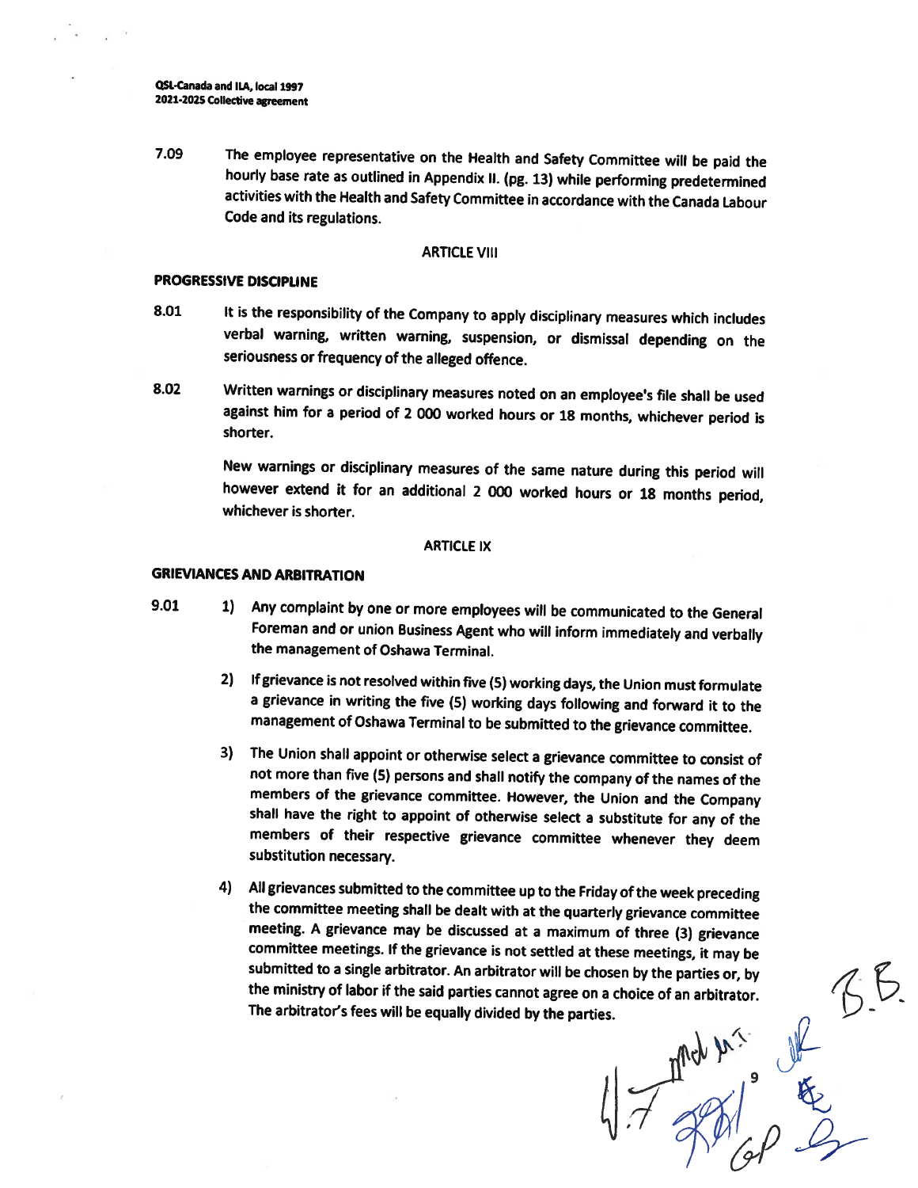7.09 The employee representative on the Health and Safety Committee will be paid the hourly base rate as outlined in Appendix II. (pg. 13) while performing predetermined activities with the Health and Safety Committee in accordance with the Canada Labour Code and its regulations.

## ARTICLE VIII

### PROGRESSIVE DISCIPLINE

8.01 It is the responsibility of the Company to apply disciplinary measures which includes verbal warning, written warning, suspension, or dismissal depending on the seriousness or frequency of the alleged offence.

8.02 Written warnings or disciplinary measures noted on an employee's file shall be used against him for a period of 2 000 worked hours or 18 months, whichever period is shorter.

New warnings or disciplinary measures of the same nature during this period will however extend it for an additional 2 000 worked hours or 18 months period, whichever is shorter.

## ARTICLE IX

### GRIEVIANCES AND ARBITRATION

9.01

1) Any complaint by one or more employees will be communicated to the General Foreman and or union Business Agent who will inform immediately and verbally the management of Oshawa Terminal.

2) If grievance is not resolved within five (5) working days, the Union must formulate a grievance in writing the five (5) working days following and forward it to the management of Oshawa Terminal to be submitted to the grievance committee.

3) The Union shall appoint or otherwise select a grievance committee to consist of not more than five (5) persons and shall notify the company of the names of the members of the grievance committee. However, the Union and the Company shall have the right to appoint of otherwise select a substitute for any of the members of their respective grievance committee whenever they deem substitution necessary.

4) All grievances submitted to the committee up to the Friday of the week preceding the committee meeting shall be dealt with at the quarterly grievance committee meeting. A grievance may be discussed at a maximum of three (3) grievance committee meetings. If the grievance is not settled at these meetings, it may be submitted to a single arbitrator. An arbitrator will be chosen by the parties or, by the ministry of labor if the said parties cannot agree on a choice of an arbitrator. The arbitrator's fees will be equally divided by the parties.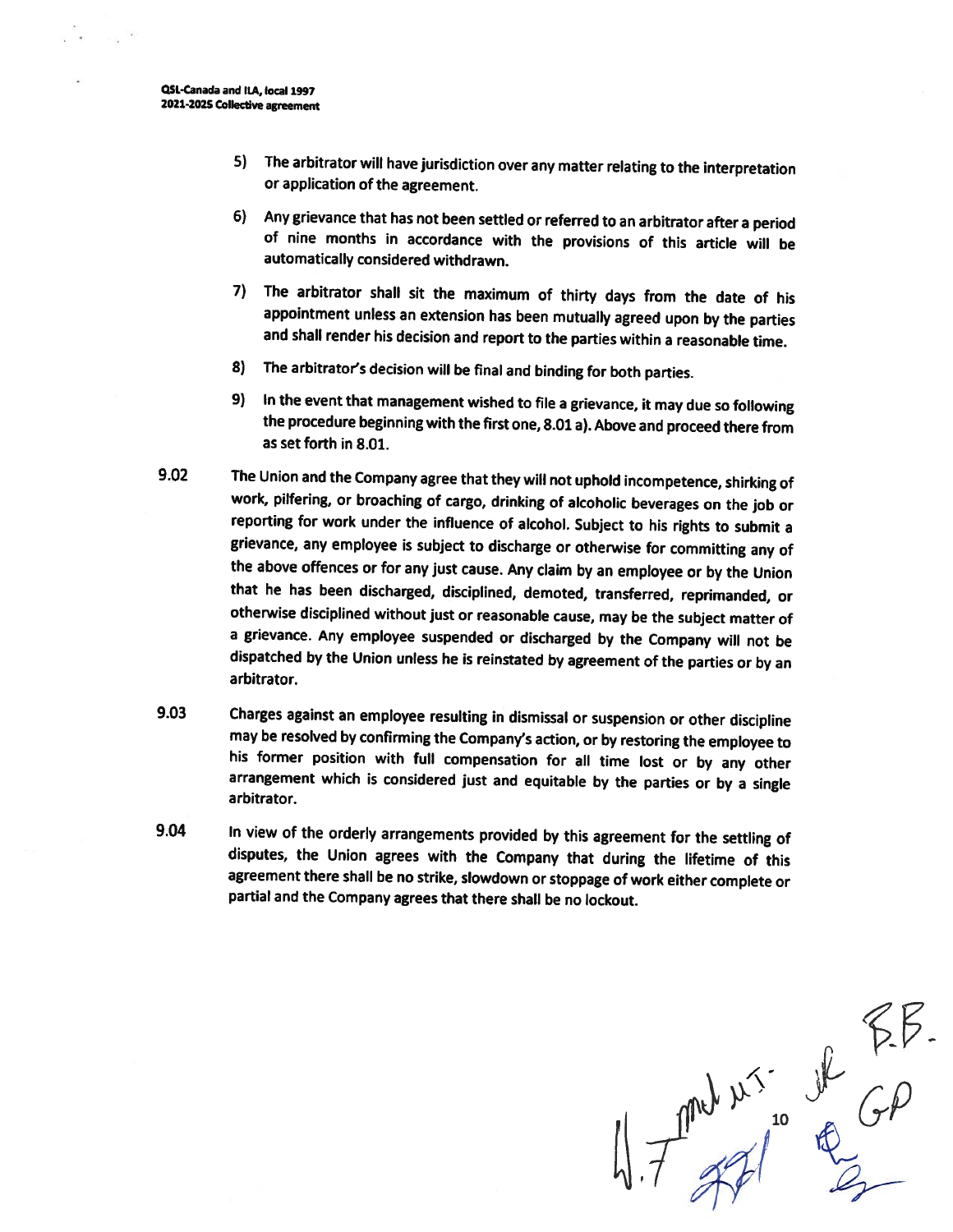5) The arbitrator will have jurisdiction over any matter relating to the interpretation or application of the agreement.

6) Any grievance that has not been settled or referred to an arbitrator after a period of nine months in accordance with the provisions of this article will be automatically considered withdrawn.

7) The arbitrator shall sit the maximum of thirty days from the date of his appointment unless an extension has been mutually agreed upon by the parties and shall render his decision and report to the parties within a reasonable time.

8) The arbitrator's decision will be final and binding for both parties.

9) In the event that management wished to file a grievance, it may due so following the procedure beginning with the first one, 8.01 a). Above and proceed there from as set forth in 8.01.

9.02 The Union and the Company agree that they will not uphold incompetence, shirking of work, pilfering, or broaching of cargo, drinking of alcoholic beverages on the job or reporting for work under the influence of alcohol. Subject to his rights to submit a grievance, any employee is subject to discharge or otherwise for committing any of the above offences or for any just cause. Any claim by an employee or by the Union that he has been discharged, disciplined, demoted, transferred, reprimanded, or otherwise disciplined without just or reasonable cause, may be the subject matter of a grievance. Any employee suspended or discharged by the Company will not be dispatched by the Union unless he is reinstated by agreement of the parties or by an arbitrator.

9.03 Charges against an employee resulting in dismissal or suspension or other discipline may be resolved by confirming the Company's action, or by restoring the employee to his former position with full compensation for all time lost or by any other arrangement which is considered just and equitable by the parties or by a single arbitrator.

9.04 In view of the orderly arrangements provided by this agreement for the settling of disputes, the Union agrees with the Company that during the lifetime of this agreement there shall be no strike, slowdown or stoppage of work either complete or partial and the Company agrees that there shall be no lockout.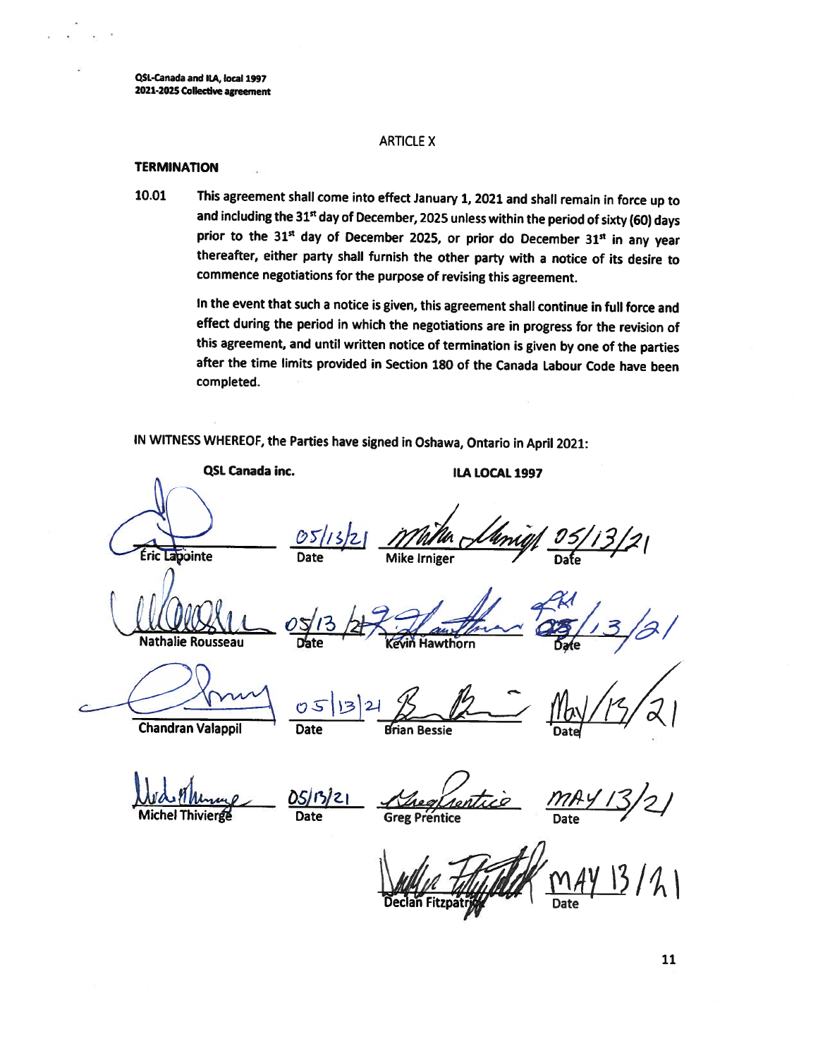## ARTICLE X

### TERMINATION

10.01 This agreement shall come into effect January 1, 2021 and shall remain in force up to and including the 31st day of December, 2025 unless within the period of sixty (60) days prior to the 31st day of December 2025, or prior do December 31st in any year thereafter, either party shall furnish the other party with a notice of its desire to commence negotiations for the purpose of revising this agreement.

In the event that such a notice is given, this agreement shall continue in full force and effect during the period in which the negotiations are in progress for the revision of this agreement, and until written notice of termination is given by one of the parties after the time limits provided in Section 180 of the Canada Labour Code have been completed.

IN WITNESS WHEREOF, the Parties have signed in Oshawa, Ontario in April 2021:

| QSL Canada inc. | | ILA LOCAL 1997 | |
|---|---|---|---|
| Éric Lapointe | Date: 05/13/21 | Mike Irniger | Date: 05/13/21 |
| Nathalie Rousseau | Date: 05/13/21 | Kevin Hawthorn | Date: 05/13/21 |
| Chandran Valappil | Date: 05/13/21 | Brian Bessie | Date: May/13/21 |
| Michel Thivierge | Date: 05/13/21 | Greg Prentice | Date: MAY 13/21 |
| | | Declan Fitzpatrick | Date: MAY 13/21 |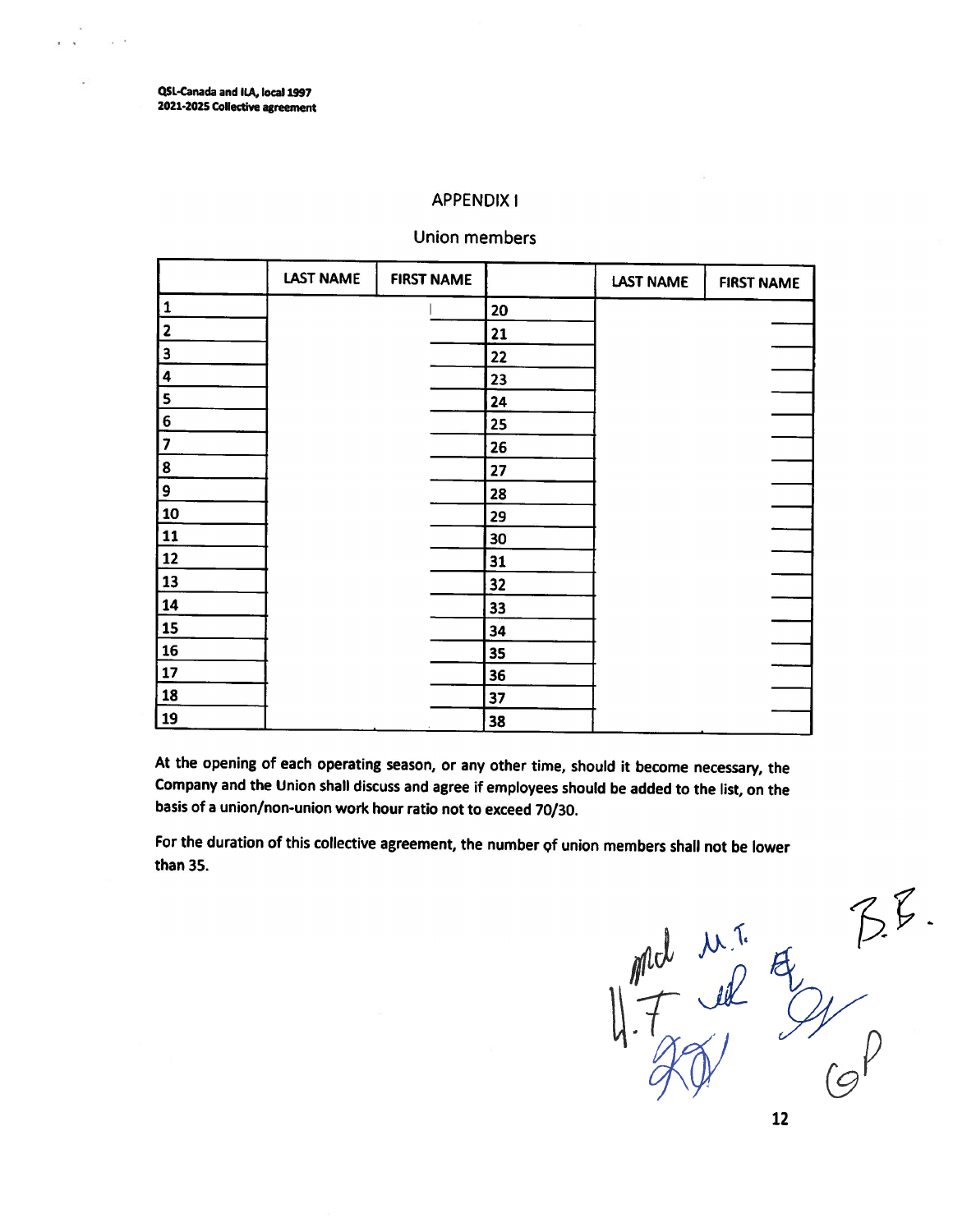# APPENDIX I

## Union members

| | LAST NAME | FIRST NAME | | LAST NAME | FIRST NAME |
|---|---|---|---|---|---|
| 1 | | | 20 | | |
| 2 | | | 21 | | |
| 3 | | | 22 | | |
| 4 | | | 23 | | |
| 5 | | | 24 | | |
| 6 | | | 25 | | |
| 7 | | | 26 | | |
| 8 | | | 27 | | |
| 9 | | | 28 | | |
| 10 | | | 29 | | |
| 11 | | | 30 | | |
| 12 | | | 31 | | |
| 13 | | | 32 | | |
| 14 | | | 33 | | |
| 15 | | | 34 | | |
| 16 | | | 35 | | |
| 17 | | | 36 | | |
| 18 | | | 37 | | |
| 19 | | | 38 | | |

**At the opening of each operating season, or any other time, should it become necessary, the Company and the Union shall discuss and agree if employees should be added to the list, on the basis of a union/non-union work hour ratio not to exceed 70/30.**

**For the duration of this collective agreement, the number of union members shall not be lower than 35.**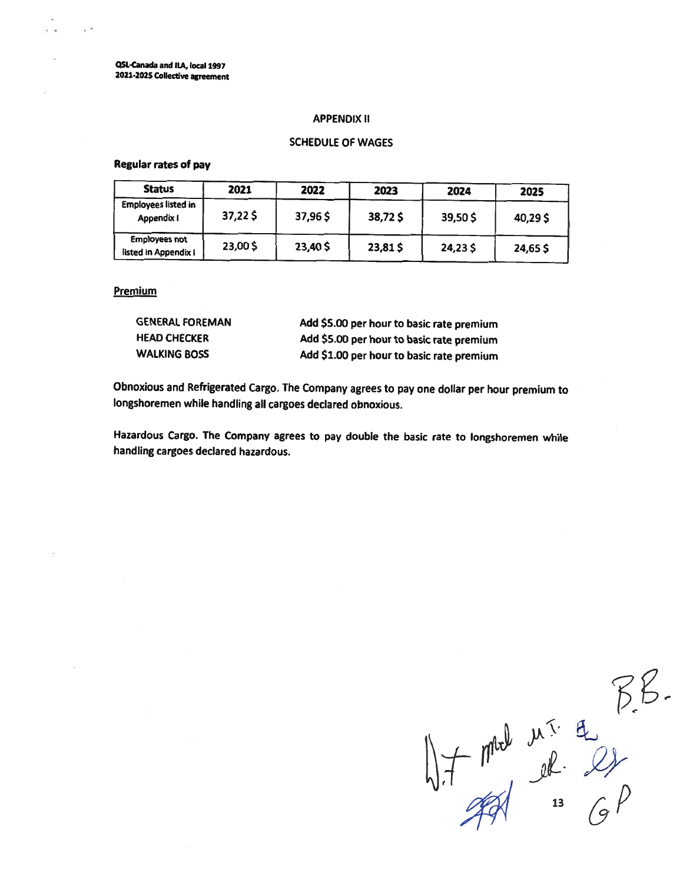QSL-Canada and ILA, local 1997
2021-2025 Collective agreement

## APPENDIX II

## SCHEDULE OF WAGES

**Regular rates of pay**

| Status | 2021 | 2022 | 2023 | 2024 | 2025 |
|---|---|---|---|---|---|
| Employees listed in Appendix I | 37,22 $ | 37,96 $ | 38,72 $ | 39,50 $ | 40,29 $ |
| Employees not listed in Appendix I | 23,00 $ | 23,40 $ | 23,81 $ | 24,23 $ | 24,65 $ |

**Premium**

| | |
|---|---|
| GENERAL FOREMAN | Add $5.00 per hour to basic rate premium |
| HEAD CHECKER | Add $5.00 per hour to basic rate premium |
| WALKING BOSS | Add $1.00 per hour to basic rate premium |

Obnoxious and Refrigerated Cargo. The Company agrees to pay one dollar per hour premium to longshoremen while handling all cargoes declared obnoxious.

Hazardous Cargo. The Company agrees to pay double the basic rate to longshoremen while handling cargoes declared hazardous.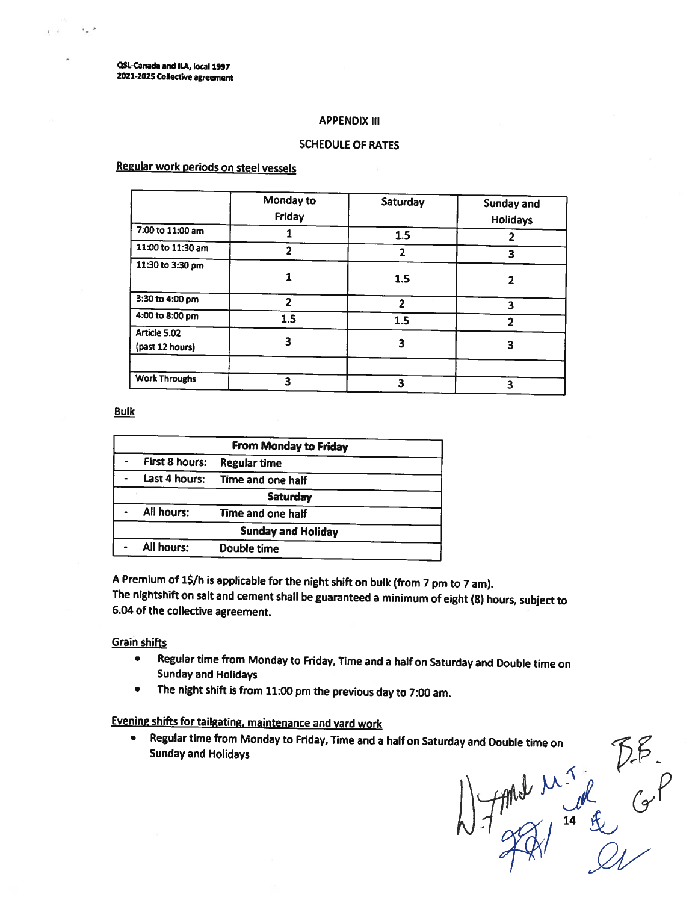QSL-Canada and ILA, local 1997
2021-2025 Collective agreement

## APPENDIX III

## SCHEDULE OF RATES

**Regular work periods on steel vessels**

| | Monday to Friday | Saturday | Sunday and Holidays |
|---|---|---|---|
| 7:00 to 11:00 am | 1 | 1.5 | 2 |
| 11:00 to 11:30 am | 2 | 2 | 3 |
| 11:30 to 3:30 pm | 1 | 1.5 | 2 |
| 3:30 to 4:00 pm | 2 | 2 | 3 |
| 4:00 to 8:00 pm | 1.5 | 1.5 | 2 |
| Article 5.02 (past 12 hours) | 3 | 3 | 3 |
| | | | |
| Work Throughs | 3 | 3 | 3 |

**Bulk**

| From Monday to Friday | |
|---|---|
| - First 8 hours: | Regular time |
| - Last 4 hours: | Time and one half |
| **Saturday** | |
| - All hours: | Time and one half |
| **Sunday and Holiday** | |
| - All hours: | Double time |

A Premium of 1$/h is applicable for the night shift on bulk (from 7 pm to 7 am).
The nightshift on salt and cement shall be guaranteed a minimum of eight (8) hours, subject to 6.04 of the collective agreement.

**Grain shifts**

- Regular time from Monday to Friday, Time and a half on Saturday and Double time on Sunday and Holidays
- The night shift is from 11:00 pm the previous day to 7:00 am.

**Evening shifts for tailgating, maintenance and yard work**

- Regular time from Monday to Friday, Time and a half on Saturday and Double time on Sunday and Holidays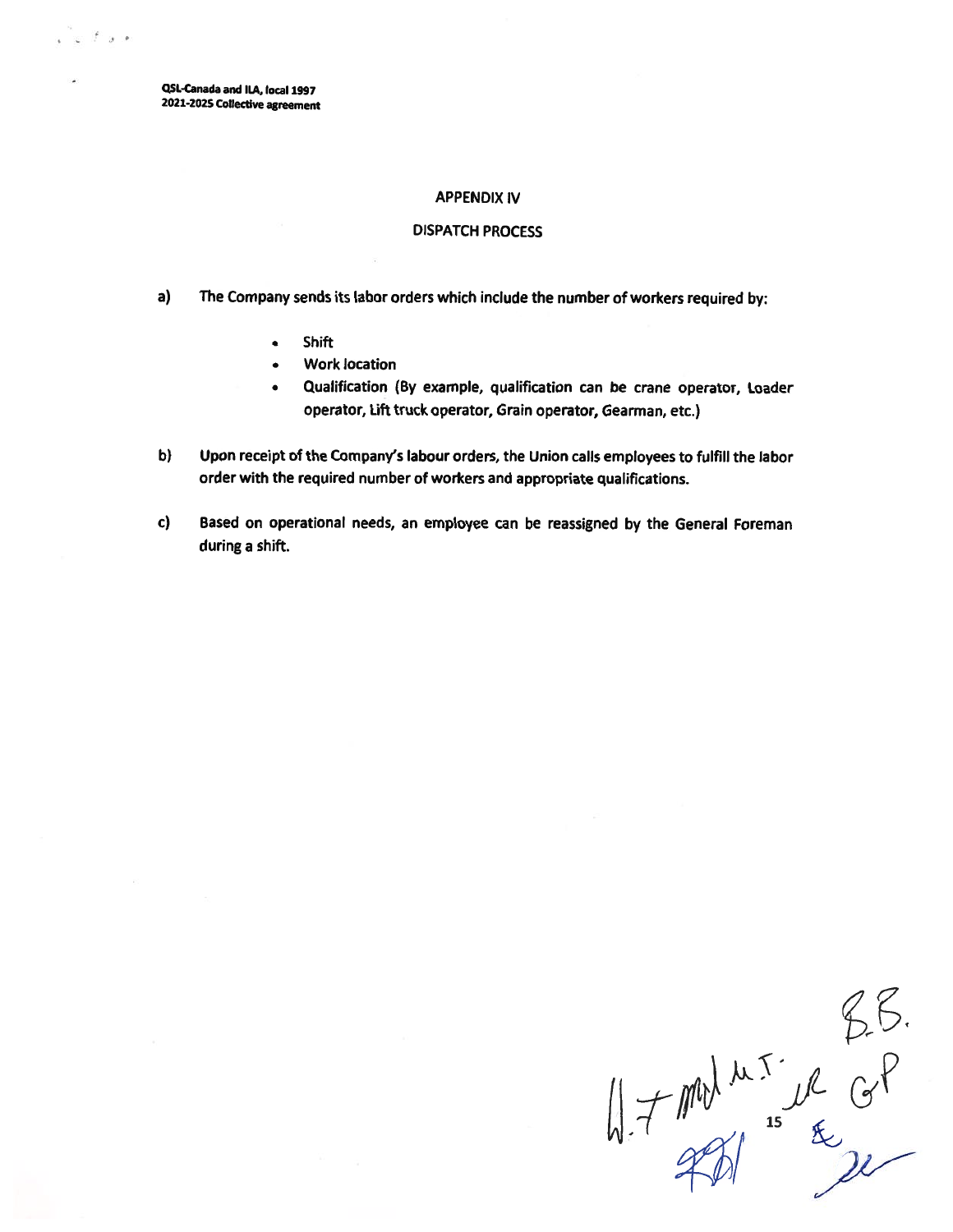## APPENDIX IV

## DISPATCH PROCESS

a) The Company sends its labor orders which include the number of workers required by:

- Shift
- Work location
- Qualification (By example, qualification can be crane operator, Loader operator, Lift truck operator, Grain operator, Gearman, etc.)

b) Upon receipt of the Company's labour orders, the Union calls employees to fulfill the labor order with the required number of workers and appropriate qualifications.

c) Based on operational needs, an employee can be reassigned by the General Foreman during a shift.